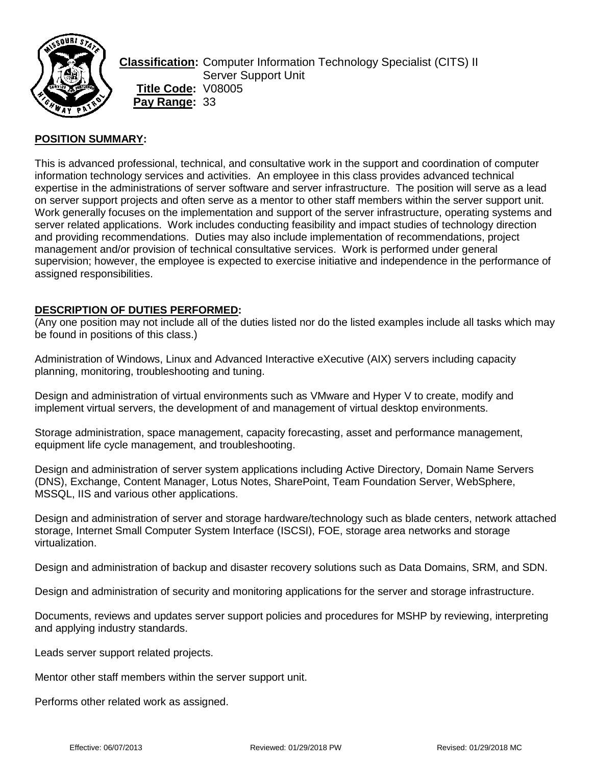**Classification:** Computer Information Technology Specialist (CITS) II
Server Support Unit
**Title Code:** V08005
**Pay Range:** 33

## POSITION SUMMARY:

This is advanced professional, technical, and consultative work in the support and coordination of computer information technology services and activities. An employee in this class provides advanced technical expertise in the administrations of server software and server infrastructure. The position will serve as a lead on server support projects and often serve as a mentor to other staff members within the server support unit. Work generally focuses on the implementation and support of the server infrastructure, operating systems and server related applications. Work includes conducting feasibility and impact studies of technology direction and providing recommendations. Duties may also include implementation of recommendations, project management and/or provision of technical consultative services. Work is performed under general supervision; however, the employee is expected to exercise initiative and independence in the performance of assigned responsibilities.

## DESCRIPTION OF DUTIES PERFORMED:

(Any one position may not include all of the duties listed nor do the listed examples include all tasks which may be found in positions of this class.)

Administration of Windows, Linux and Advanced Interactive eXecutive (AIX) servers including capacity planning, monitoring, troubleshooting and tuning.

Design and administration of virtual environments such as VMware and Hyper V to create, modify and implement virtual servers, the development of and management of virtual desktop environments.

Storage administration, space management, capacity forecasting, asset and performance management, equipment life cycle management, and troubleshooting.

Design and administration of server system applications including Active Directory, Domain Name Servers (DNS), Exchange, Content Manager, Lotus Notes, SharePoint, Team Foundation Server, WebSphere, MSSQL, IIS and various other applications.

Design and administration of server and storage hardware/technology such as blade centers, network attached storage, Internet Small Computer System Interface (ISCSI), FOE, storage area networks and storage virtualization.

Design and administration of backup and disaster recovery solutions such as Data Domains, SRM, and SDN.

Design and administration of security and monitoring applications for the server and storage infrastructure.

Documents, reviews and updates server support policies and procedures for MSHP by reviewing, interpreting and applying industry standards.

Leads server support related projects.

Mentor other staff members within the server support unit.

Performs other related work as assigned.

Effective: 06/07/2013 Reviewed: 01/29/2018 PW Revised: 01/29/2018 MC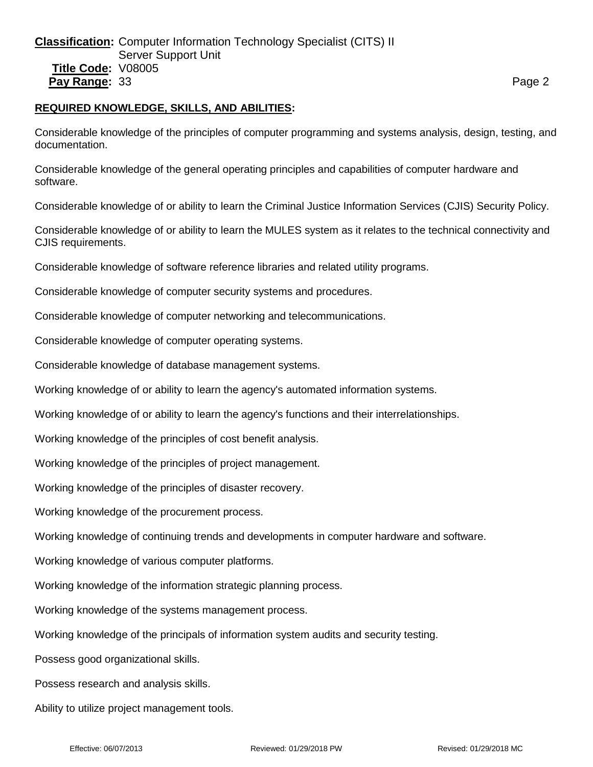## REQUIRED KNOWLEDGE, SKILLS, AND ABILITIES:

Considerable knowledge of the principles of computer programming and systems analysis, design, testing, and documentation.

Considerable knowledge of the general operating principles and capabilities of computer hardware and software.

Considerable knowledge of or ability to learn the Criminal Justice Information Services (CJIS) Security Policy.

Considerable knowledge of or ability to learn the MULES system as it relates to the technical connectivity and CJIS requirements.

Considerable knowledge of software reference libraries and related utility programs.

Considerable knowledge of computer security systems and procedures.

Considerable knowledge of computer networking and telecommunications.

Considerable knowledge of computer operating systems.

Considerable knowledge of database management systems.

Working knowledge of or ability to learn the agency's automated information systems.

Working knowledge of or ability to learn the agency's functions and their interrelationships.

Working knowledge of the principles of cost benefit analysis.

Working knowledge of the principles of project management.

Working knowledge of the principles of disaster recovery.

Working knowledge of the procurement process.

Working knowledge of continuing trends and developments in computer hardware and software.

Working knowledge of various computer platforms.

Working knowledge of the information strategic planning process.

Working knowledge of the systems management process.

Working knowledge of the principals of information system audits and security testing.

Possess good organizational skills.

Possess research and analysis skills.

Ability to utilize project management tools.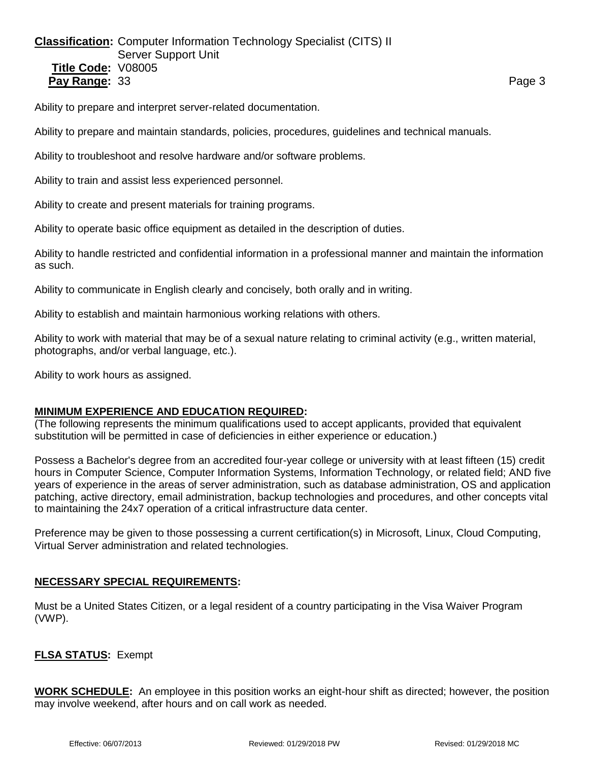Ability to prepare and interpret server-related documentation.

Ability to prepare and maintain standards, policies, procedures, guidelines and technical manuals.

Ability to troubleshoot and resolve hardware and/or software problems.

Ability to train and assist less experienced personnel.

Ability to create and present materials for training programs.

Ability to operate basic office equipment as detailed in the description of duties.

Ability to handle restricted and confidential information in a professional manner and maintain the information as such.

Ability to communicate in English clearly and concisely, both orally and in writing.

Ability to establish and maintain harmonious working relations with others.

Ability to work with material that may be of a sexual nature relating to criminal activity (e.g., written material, photographs, and/or verbal language, etc.).

Ability to work hours as assigned.

## MINIMUM EXPERIENCE AND EDUCATION REQUIRED:

(The following represents the minimum qualifications used to accept applicants, provided that equivalent substitution will be permitted in case of deficiencies in either experience or education.)

Possess a Bachelor's degree from an accredited four-year college or university with at least fifteen (15) credit hours in Computer Science, Computer Information Systems, Information Technology, or related field; AND five years of experience in the areas of server administration, such as database administration, OS and application patching, active directory, email administration, backup technologies and procedures, and other concepts vital to maintaining the 24x7 operation of a critical infrastructure data center.

Preference may be given to those possessing a current certification(s) in Microsoft, Linux, Cloud Computing, Virtual Server administration and related technologies.

## NECESSARY SPECIAL REQUIREMENTS:

Must be a United States Citizen, or a legal resident of a country participating in the Visa Waiver Program (VWP).

**FLSA STATUS:** Exempt

**WORK SCHEDULE:** An employee in this position works an eight-hour shift as directed; however, the position may involve weekend, after hours and on call work as needed.

Effective: 06/07/2013 Reviewed: 01/29/2018 PW Revised: 01/29/2018 MC